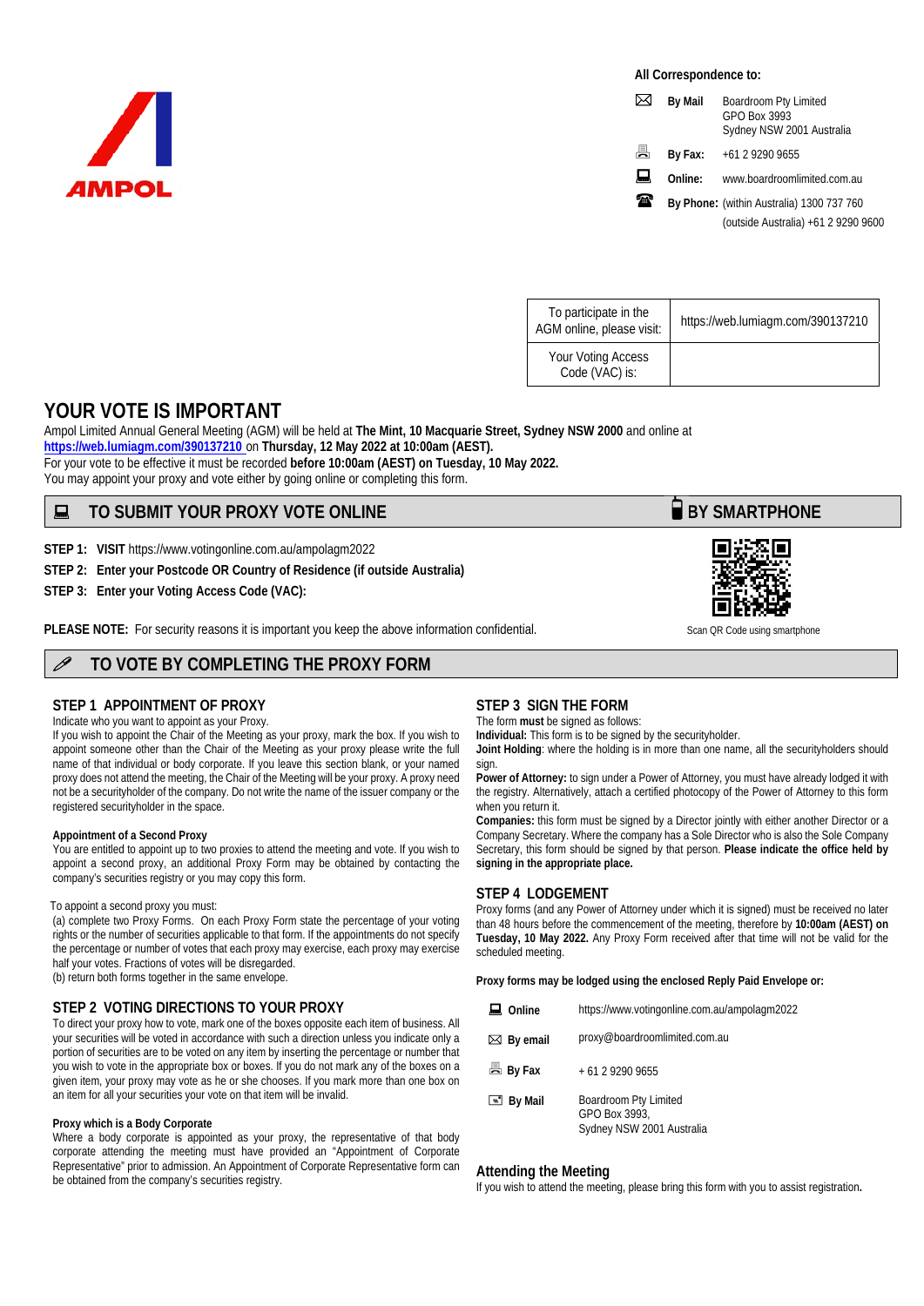AMPOL

**All Correspondence to:**

| | | |
|---|---|---|
| **By Mail** | Boardroom Pty Limited<br>GPO Box 3993<br>Sydney NSW 2001 Australia |
| **By Fax:** | +61 2 9290 9655 |
| **Online:** | www.boardroomlimited.com.au |
| **By Phone:** | (within Australia) 1300 737 760<br>(outside Australia) +61 2 9290 9600 |

| | |
|---|---|
| To participate in the AGM online, please visit: | https://web.lumiagm.com/390137210 |
| Your Voting Access Code (VAC) is: | |

# YOUR VOTE IS IMPORTANT

Ampol Limited Annual General Meeting (AGM) will be held at **The Mint, 10 Macquarie Street, Sydney NSW 2000** and online at **https://web.lumiagm.com/390137210** on **Thursday, 12 May 2022 at 10:00am (AEST).**

For your vote to be effective it must be recorded **before 10:00am (AEST) on Tuesday, 10 May 2022.**

You may appoint your proxy and vote either by going online or completing this form.

## TO SUBMIT YOUR PROXY VOTE ONLINE

**STEP 1: VISIT** https://www.votingonline.com.au/ampolagm2022

**STEP 2: Enter your Postcode OR Country of Residence (if outside Australia)**

**STEP 3: Enter your Voting Access Code (VAC):**

**PLEASE NOTE:** For security reasons it is important you keep the above information confidential.

## BY SMARTPHONE

Scan QR Code using smartphone

## TO VOTE BY COMPLETING THE PROXY FORM

### STEP 1 APPOINTMENT OF PROXY

Indicate who you want to appoint as your Proxy.

If you wish to appoint the Chair of the Meeting as your proxy, mark the box. If you wish to appoint someone other than the Chair of the Meeting as your proxy please write the full name of that individual or body corporate. If you leave this section blank, or your named proxy does not attend the meeting, the Chair of the Meeting will be your proxy. A proxy need not be a securityholder of the company. Do not write the name of the issuer company or the registered securityholder in the space.

**Appointment of a Second Proxy**

You are entitled to appoint up to two proxies to attend the meeting and vote. If you wish to appoint a second proxy, an additional Proxy Form may be obtained by contacting the company's securities registry or you may copy this form.

To appoint a second proxy you must:

(a) complete two Proxy Forms. On each Proxy Form state the percentage of your voting rights or the number of securities applicable to that form. If the appointments do not specify the percentage or number of votes that each proxy may exercise, each proxy may exercise half your votes. Fractions of votes will be disregarded.

(b) return both forms together in the same envelope.

### STEP 2 VOTING DIRECTIONS TO YOUR PROXY

To direct your proxy how to vote, mark one of the boxes opposite each item of business. All your securities will be voted in accordance with such a direction unless you indicate only a portion of securities are to be voted on any item by inserting the percentage or number that you wish to vote in the appropriate box or boxes. If you do not mark any of the boxes on a given item, your proxy may vote as he or she chooses. If you mark more than one box on an item for all your securities your vote on that item will be invalid.

**Proxy which is a Body Corporate**

Where a body corporate is appointed as your proxy, the representative of that body corporate attending the meeting must have provided an "Appointment of Corporate Representative" prior to admission. An Appointment of Corporate Representative form can be obtained from the company's securities registry.

### STEP 3 SIGN THE FORM

The form **must** be signed as follows:

**Individual:** This form is to be signed by the securityholder.

**Joint Holding**: where the holding is in more than one name, all the securityholders should sign.

**Power of Attorney:** to sign under a Power of Attorney, you must have already lodged it with the registry. Alternatively, attach a certified photocopy of the Power of Attorney to this form when you return it.

**Companies:** this form must be signed by a Director jointly with either another Director or a Company Secretary. Where the company has a Sole Director who is also the Sole Company Secretary, this form should be signed by that person. **Please indicate the office held by signing in the appropriate place.**

### STEP 4 LODGEMENT

Proxy forms (and any Power of Attorney under which it is signed) must be received no later than 48 hours before the commencement of the meeting, therefore by **10:00am (AEST) on Tuesday, 10 May 2022.** Any Proxy Form received after that time will not be valid for the scheduled meeting.

**Proxy forms may be lodged using the enclosed Reply Paid Envelope or:**

| | |
|---|---|
| **Online** | https://www.votingonline.com.au/ampolagm2022 |
| **By email** | proxy@boardroomlimited.com.au |
| **By Fax** | + 61 2 9290 9655 |
| **By Mail** | Boardroom Pty Limited<br>GPO Box 3993,<br>Sydney NSW 2001 Australia |

### Attending the Meeting

If you wish to attend the meeting, please bring this form with you to assist registration.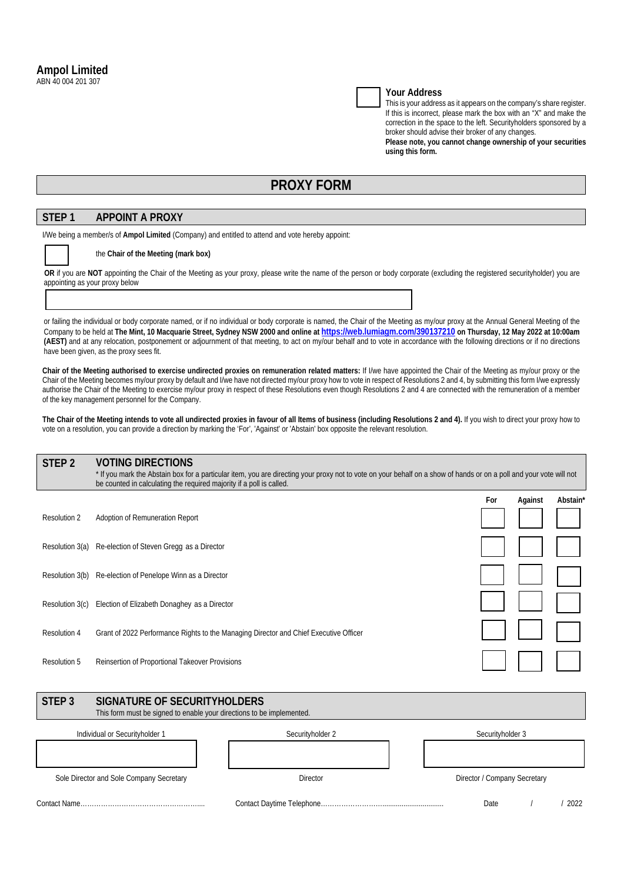**Ampol Limited**
ABN 40 004 201 307

☐ **Your Address**
This is your address as it appears on the company's share register. If this is incorrect, please mark the box with an "X" and make the correction in the space to the left. Securityholders sponsored by a broker should advise their broker of any changes.
**Please note, you cannot change ownership of your securities using this form.**

# PROXY FORM

## STEP 1 APPOINT A PROXY

I/We being a member/s of **Ampol Limited** (Company) and entitled to attend and vote hereby appoint:

☐ the **Chair of the Meeting (mark box)**

**OR** if you are **NOT** appointing the Chair of the Meeting as your proxy, please write the name of the person or body corporate (excluding the registered securityholder) you are appointing as your proxy below

or failing the individual or body corporate named, or if no individual or body corporate is named, the Chair of the Meeting as my/our proxy at the Annual General Meeting of the Company to be held at **The Mint, 10 Macquarie Street, Sydney NSW 2000 and online at https://web.lumiagm.com/390137210 on Thursday, 12 May 2022 at 10:00am (AEST)** and at any relocation, postponement or adjournment of that meeting, to act on my/our behalf and to vote in accordance with the following directions or if no directions have been given, as the proxy sees fit.

**Chair of the Meeting authorised to exercise undirected proxies on remuneration related matters:** If I/we have appointed the Chair of the Meeting as my/our proxy or the Chair of the Meeting becomes my/our proxy by default and I/we have not directed my/our proxy how to vote in respect of Resolutions 2 and 4, by submitting this form I/we expressly authorise the Chair of the Meeting to exercise my/our proxy in respect of these Resolutions even though Resolutions 2 and 4 are connected with the remuneration of a member of the key management personnel for the Company.

**The Chair of the Meeting intends to vote all undirected proxies in favour of all Items of business (including Resolutions 2 and 4).** If you wish to direct your proxy how to vote on a resolution, you can provide a direction by marking the 'For', 'Against' or 'Abstain' box opposite the relevant resolution.

## STEP 2 VOTING DIRECTIONS

* If you mark the Abstain box for a particular item, you are directing your proxy not to vote on your behalf on a show of hands or on a poll and your vote will not be counted in calculating the required majority if a poll is called.

| | | For | Against | Abstain* |
|---|---|---|---|---|
| Resolution 2 | Adoption of Remuneration Report | ☐ | ☐ | ☐ |
| Resolution 3(a) | Re-election of Steven Gregg as a Director | ☐ | ☐ | ☐ |
| Resolution 3(b) | Re-election of Penelope Winn as a Director | ☐ | ☐ | ☐ |
| Resolution 3(c) | Election of Elizabeth Donaghey as a Director | ☐ | ☐ | ☐ |
| Resolution 4 | Grant of 2022 Performance Rights to the Managing Director and Chief Executive Officer | ☐ | ☐ | ☐ |
| Resolution 5 | Reinsertion of Proportional Takeover Provisions | ☐ | ☐ | ☐ |

## STEP 3 SIGNATURE OF SECURITYHOLDERS

This form must be signed to enable your directions to be implemented.

| Individual or Securityholder 1 | Securityholder 2 | Securityholder 3 |
|---|---|---|
| | | |
| Sole Director and Sole Company Secretary | Director | Director / Company Secretary |

Contact Name……………………………………………... Contact Daytime Telephone…………………….............................. Date / / 2022